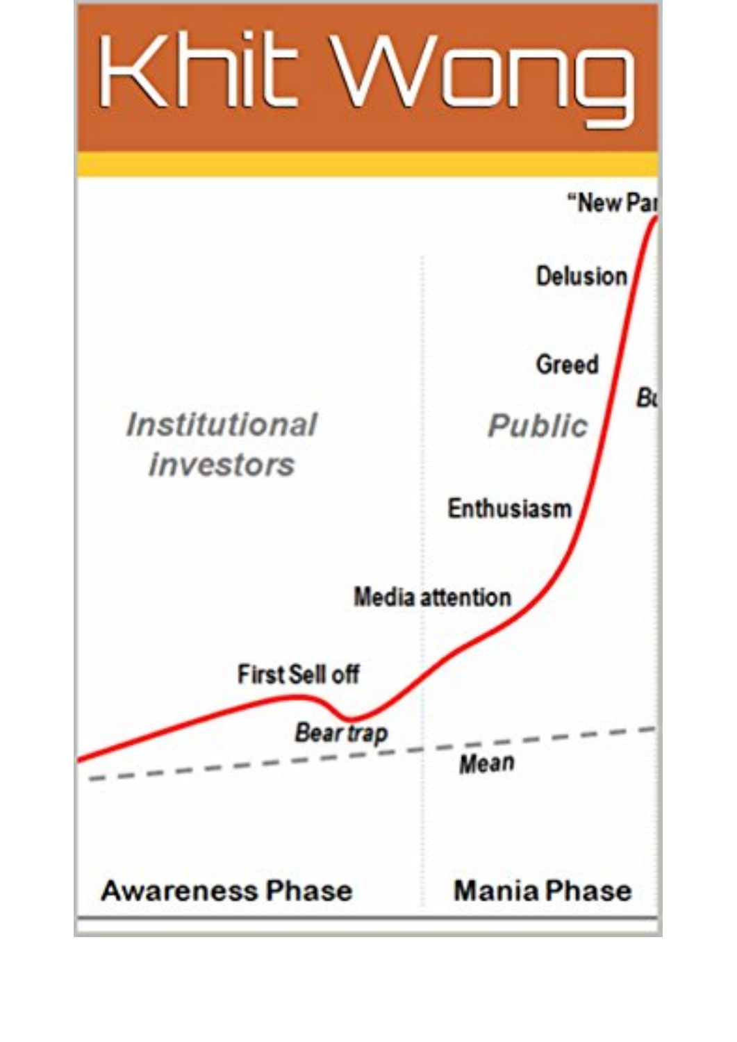# Khit Wong

Institutional investors

Public

"New Par

Delusion

Greed

Bu

Enthusiasm

Media attention

First Sell off

Bear trap

Mean

Awareness Phase

Mania Phase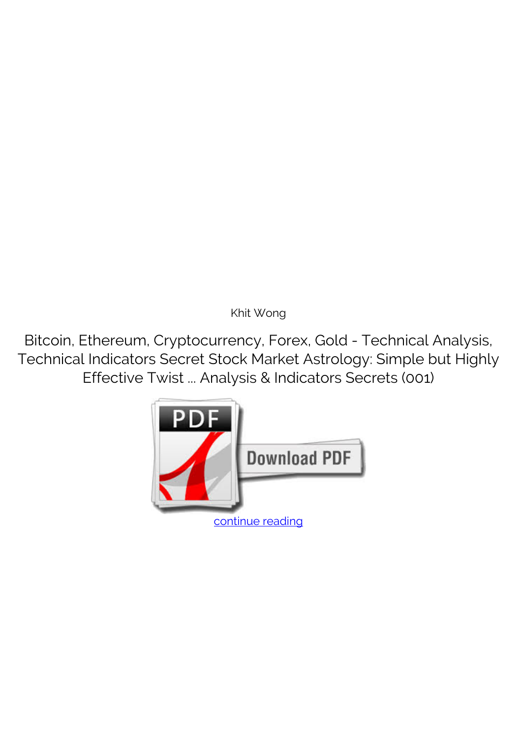Khit Wong

Bitcoin, Ethereum, Cryptocurrency, Forex, Gold - Technical Analysis, Technical Indicators Secret Stock Market Astrology: Simple but Highly Effective Twist ... Analysis & Indicators Secrets (001)

continue reading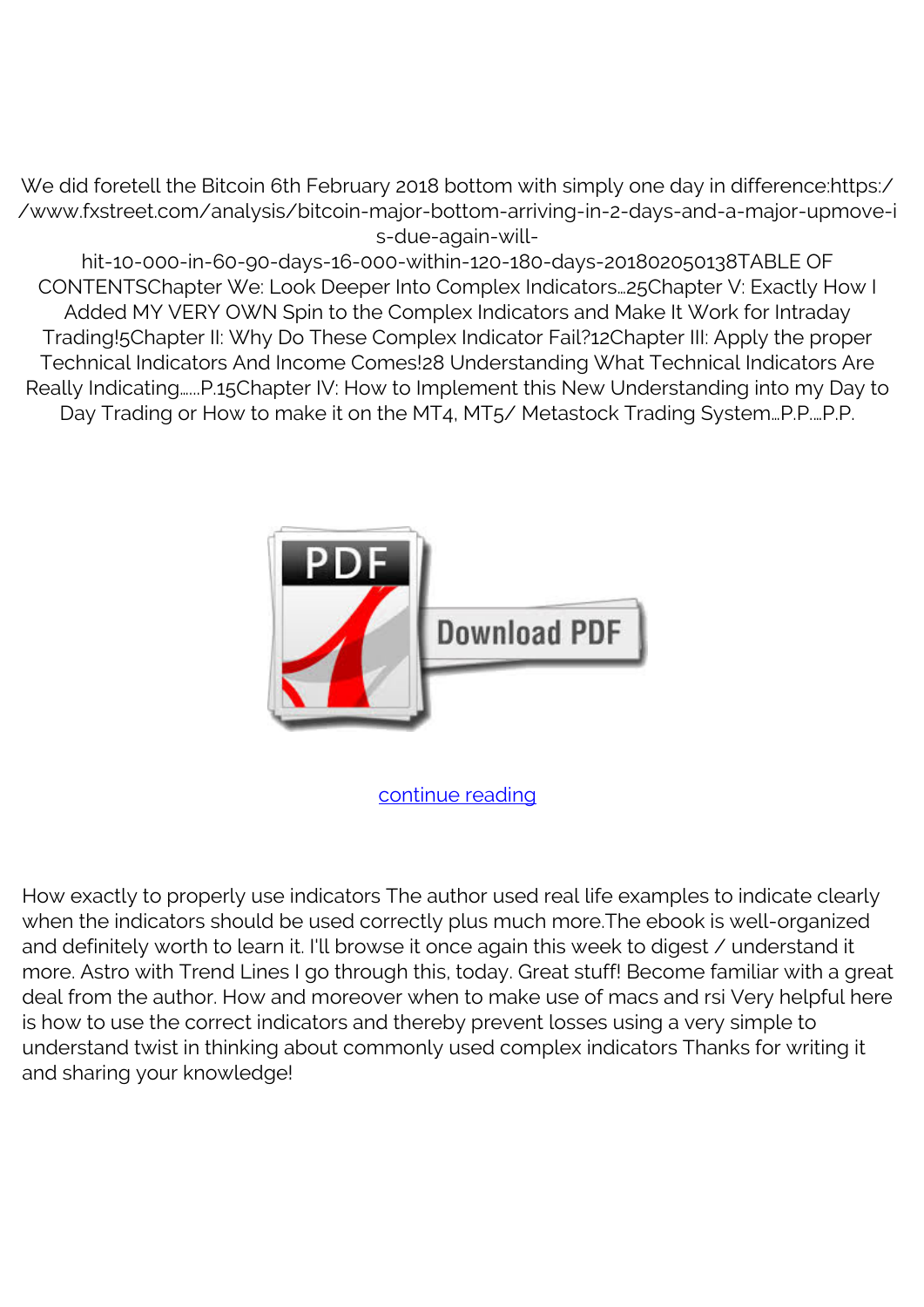We did foretell the Bitcoin 6th February 2018 bottom with simply one day in difference:https://www.fxstreet.com/analysis/bitcoin-major-bottom-arriving-in-2-days-and-a-major-upmove-is-due-again-will-hit-10-000-in-60-90-days-16-000-within-120-180-days-201802050138TABLE OF CONTENTSChapter We: Look Deeper Into Complex Indicators...25Chapter V: Exactly How I Added MY VERY OWN Spin to the Complex Indicators and Make It Work for Intraday Trading!5Chapter II: Why Do These Complex Indicator Fail?12Chapter III: Apply the proper Technical Indicators And Income Comes!28 Understanding What Technical Indicators Are Really Indicating......P.15Chapter IV: How to Implement this New Understanding into my Day to Day Trading or How to make it on the MT4, MT5/ Metastock Trading System...P.P....P.P.

Download PDF

continue reading

How exactly to properly use indicators The author used real life examples to indicate clearly when the indicators should be used correctly plus much more.The ebook is well-organized and definitely worth to learn it. I'll browse it once again this week to digest / understand it more. Astro with Trend Lines I go through this, today. Great stuff! Become familiar with a great deal from the author. How and moreover when to make use of macs and rsi Very helpful here is how to use the correct indicators and thereby prevent losses using a very simple to understand twist in thinking about commonly used complex indicators Thanks for writing it and sharing your knowledge!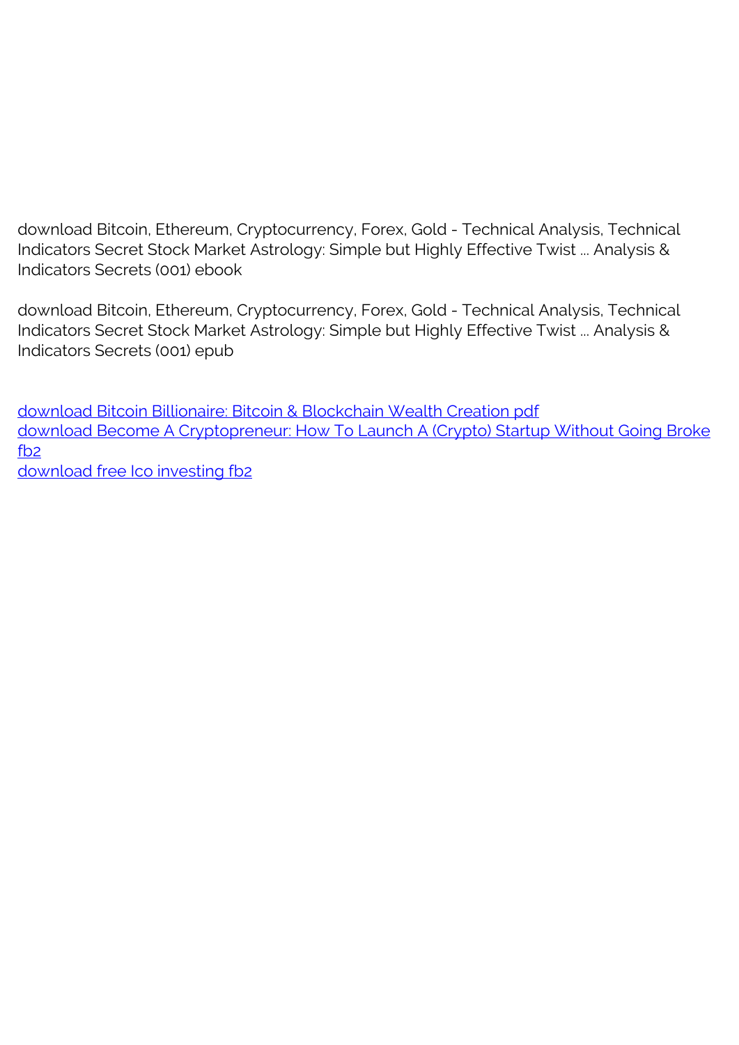download Bitcoin, Ethereum, Cryptocurrency, Forex, Gold - Technical Analysis, Technical Indicators Secret Stock Market Astrology: Simple but Highly Effective Twist ... Analysis & Indicators Secrets (001) ebook

download Bitcoin, Ethereum, Cryptocurrency, Forex, Gold - Technical Analysis, Technical Indicators Secret Stock Market Astrology: Simple but Highly Effective Twist ... Analysis & Indicators Secrets (001) epub

download Bitcoin Billionaire: Bitcoin & Blockchain Wealth Creation pdf
download Become A Cryptopreneur: How To Launch A (Crypto) Startup Without Going Broke fb2
download free Ico investing fb2